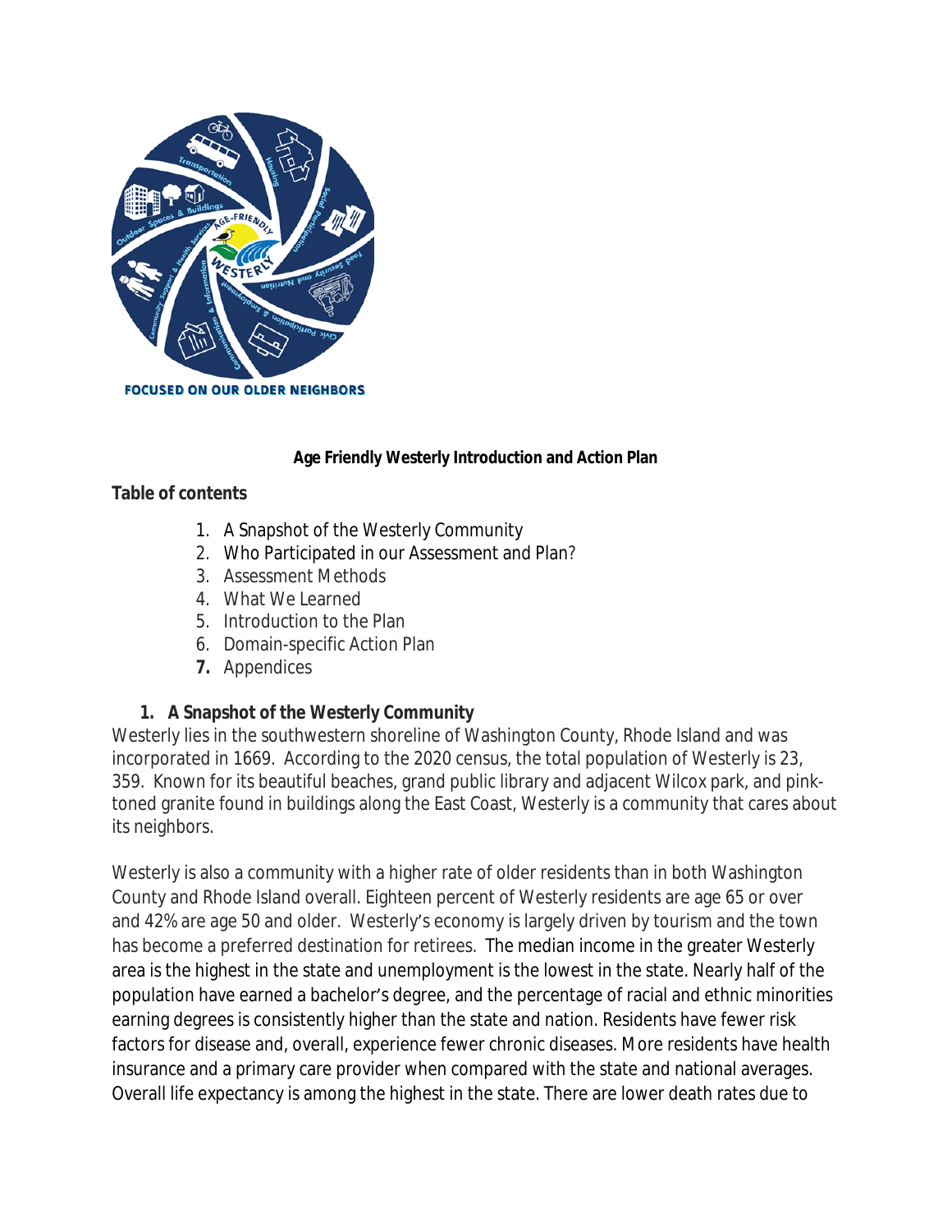**Age Friendly Westerly Introduction and Action Plan**

**Table of contents**

1. A Snapshot of the Westerly Community
2. Who Participated in our Assessment and Plan?
3. Assessment Methods
4. What We Learned
5. Introduction to the Plan
6. Domain-specific Action Plan
7. Appendices

## 1. A Snapshot of the Westerly Community

Westerly lies in the southwestern shoreline of Washington County, Rhode Island and was incorporated in 1669. According to the 2020 census, the total population of Westerly is 23, 359. Known for its beautiful beaches, grand public library and adjacent Wilcox park, and pink-toned granite found in buildings along the East Coast, Westerly is a community that cares about its neighbors.

Westerly is also a community with a higher rate of older residents than in both Washington County and Rhode Island overall. Eighteen percent of Westerly residents are age 65 or over and 42% are age 50 and older. Westerly's economy is largely driven by tourism and the town has become a preferred destination for retirees. The median income in the greater Westerly area is the highest in the state and unemployment is the lowest in the state. Nearly half of the population have earned a bachelor's degree, and the percentage of racial and ethnic minorities earning degrees is consistently higher than the state and nation. Residents have fewer risk factors for disease and, overall, experience fewer chronic diseases. More residents have health insurance and a primary care provider when compared with the state and national averages. Overall life expectancy is among the highest in the state. There are lower death rates due to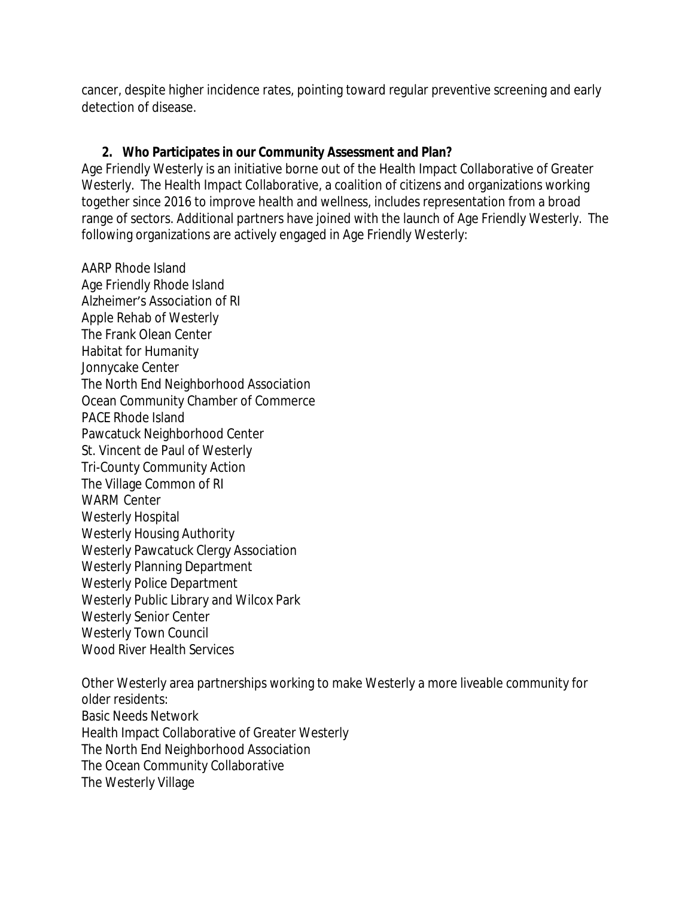cancer, despite higher incidence rates, pointing toward regular preventive screening and early detection of disease.

## 2. Who Participates in our Community Assessment and Plan?

Age Friendly Westerly is an initiative borne out of the Health Impact Collaborative of Greater Westerly. The Health Impact Collaborative, a coalition of citizens and organizations working together since 2016 to improve health and wellness, includes representation from a broad range of sectors. Additional partners have joined with the launch of Age Friendly Westerly. The following organizations are actively engaged in Age Friendly Westerly:

AARP Rhode Island
Age Friendly Rhode Island
Alzheimer's Association of RI
Apple Rehab of Westerly
The Frank Olean Center
Habitat for Humanity
Jonnycake Center
The North End Neighborhood Association
Ocean Community Chamber of Commerce
PACE Rhode Island
Pawcatuck Neighborhood Center
St. Vincent de Paul of Westerly
Tri-County Community Action
The Village Common of RI
WARM Center
Westerly Hospital
Westerly Housing Authority
Westerly Pawcatuck Clergy Association
Westerly Planning Department
Westerly Police Department
Westerly Public Library and Wilcox Park
Westerly Senior Center
Westerly Town Council
Wood River Health Services

Other Westerly area partnerships working to make Westerly a more liveable community for older residents:
Basic Needs Network
Health Impact Collaborative of Greater Westerly
The North End Neighborhood Association
The Ocean Community Collaborative
The Westerly Village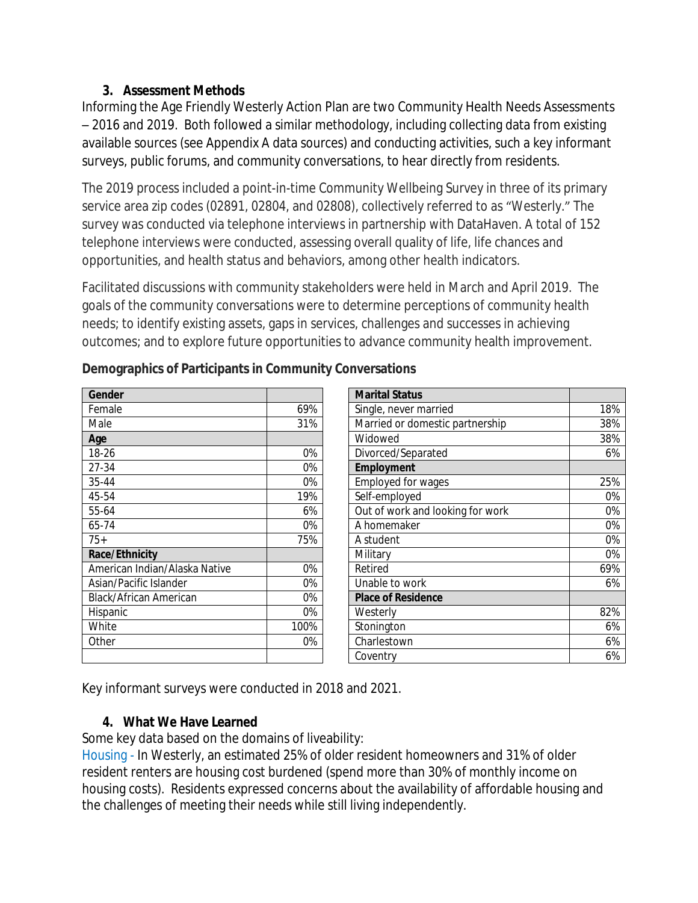### 3. Assessment Methods

Informing the Age Friendly Westerly Action Plan are two Community Health Needs Assessments – 2016 and 2019. Both followed a similar methodology, including collecting data from existing available sources (see Appendix A data sources) and conducting activities, such a key informant surveys, public forums, and community conversations, to hear directly from residents.

The 2019 process included a point-in-time Community Wellbeing Survey in three of its primary service area zip codes (02891, 02804, and 02808), collectively referred to as "Westerly." The survey was conducted via telephone interviews in partnership with DataHaven. A total of 152 telephone interviews were conducted, assessing overall quality of life, life chances and opportunities, and health status and behaviors, among other health indicators.

Facilitated discussions with community stakeholders were held in March and April 2019. The goals of the community conversations were to determine perceptions of community health needs; to identify existing assets, gaps in services, challenges and successes in achieving outcomes; and to explore future opportunities to advance community health improvement.

**Demographics of Participants in Community Conversations**

| **Gender** | |
|---|---|
| Female | 69% |
| Male | 31% |
| **Age** | |
| 18-26 | 0% |
| 27-34 | 0% |
| 35-44 | 0% |
| 45-54 | 19% |
| 55-64 | 6% |
| 65-74 | 0% |
| 75+ | 75% |
| **Race/Ethnicity** | |
| American Indian/Alaska Native | 0% |
| Asian/Pacific Islander | 0% |
| Black/African American | 0% |
| Hispanic | 0% |
| White | 100% |
| Other | 0% |

| **Marital Status** | |
|---|---|
| Single, never married | 18% |
| Married or domestic partnership | 38% |
| Widowed | 38% |
| Divorced/Separated | 6% |
| **Employment** | |
| Employed for wages | 25% |
| Self-employed | 0% |
| Out of work and looking for work | 0% |
| A homemaker | 0% |
| A student | 0% |
| Military | 0% |
| Retired | 69% |
| Unable to work | 6% |
| **Place of Residence** | |
| Westerly | 82% |
| Stonington | 6% |
| Charlestown | 6% |
| Coventry | 6% |

Key informant surveys were conducted in 2018 and 2021.

### 4. What We Have Learned

Some key data based on the domains of liveability:

Housing - In Westerly, an estimated 25% of older resident homeowners and 31% of older resident renters are housing cost burdened (spend more than 30% of monthly income on housing costs). Residents expressed concerns about the availability of affordable housing and the challenges of meeting their needs while still living independently.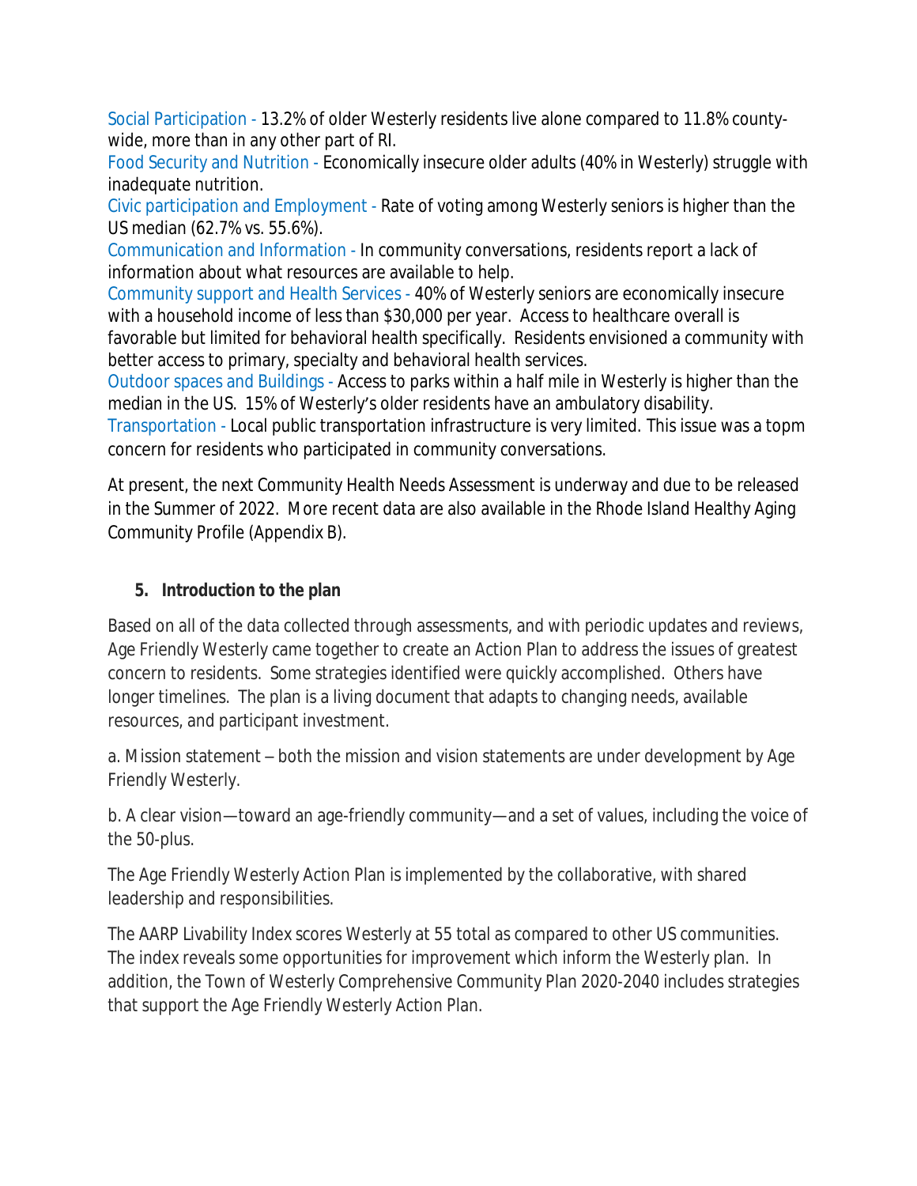Social Participation - 13.2% of older Westerly residents live alone compared to 11.8% county-wide, more than in any other part of RI.

Food Security and Nutrition - Economically insecure older adults (40% in Westerly) struggle with inadequate nutrition.

Civic participation and Employment - Rate of voting among Westerly seniors is higher than the US median (62.7% vs. 55.6%).

Communication and Information - In community conversations, residents report a lack of information about what resources are available to help.

Community support and Health Services - 40% of Westerly seniors are economically insecure with a household income of less than $30,000 per year. Access to healthcare overall is favorable but limited for behavioral health specifically. Residents envisioned a community with better access to primary, specialty and behavioral health services.

Outdoor spaces and Buildings - Access to parks within a half mile in Westerly is higher than the median in the US. 15% of Westerly's older residents have an ambulatory disability.

Transportation - Local public transportation infrastructure is very limited. This issue was a topm concern for residents who participated in community conversations.

At present, the next Community Health Needs Assessment is underway and due to be released in the Summer of 2022. More recent data are also available in the Rhode Island Healthy Aging Community Profile (Appendix B).

## 5. Introduction to the plan

Based on all of the data collected through assessments, and with periodic updates and reviews, Age Friendly Westerly came together to create an Action Plan to address the issues of greatest concern to residents. Some strategies identified were quickly accomplished. Others have longer timelines. The plan is a living document that adapts to changing needs, available resources, and participant investment.

a. Mission statement – both the mission and vision statements are under development by Age Friendly Westerly.

b. A clear vision—toward an age-friendly community—and a set of values, including the voice of the 50-plus.

The Age Friendly Westerly Action Plan is implemented by the collaborative, with shared leadership and responsibilities.

The AARP Livability Index scores Westerly at 55 total as compared to other US communities. The index reveals some opportunities for improvement which inform the Westerly plan. In addition, the Town of Westerly Comprehensive Community Plan 2020-2040 includes strategies that support the Age Friendly Westerly Action Plan.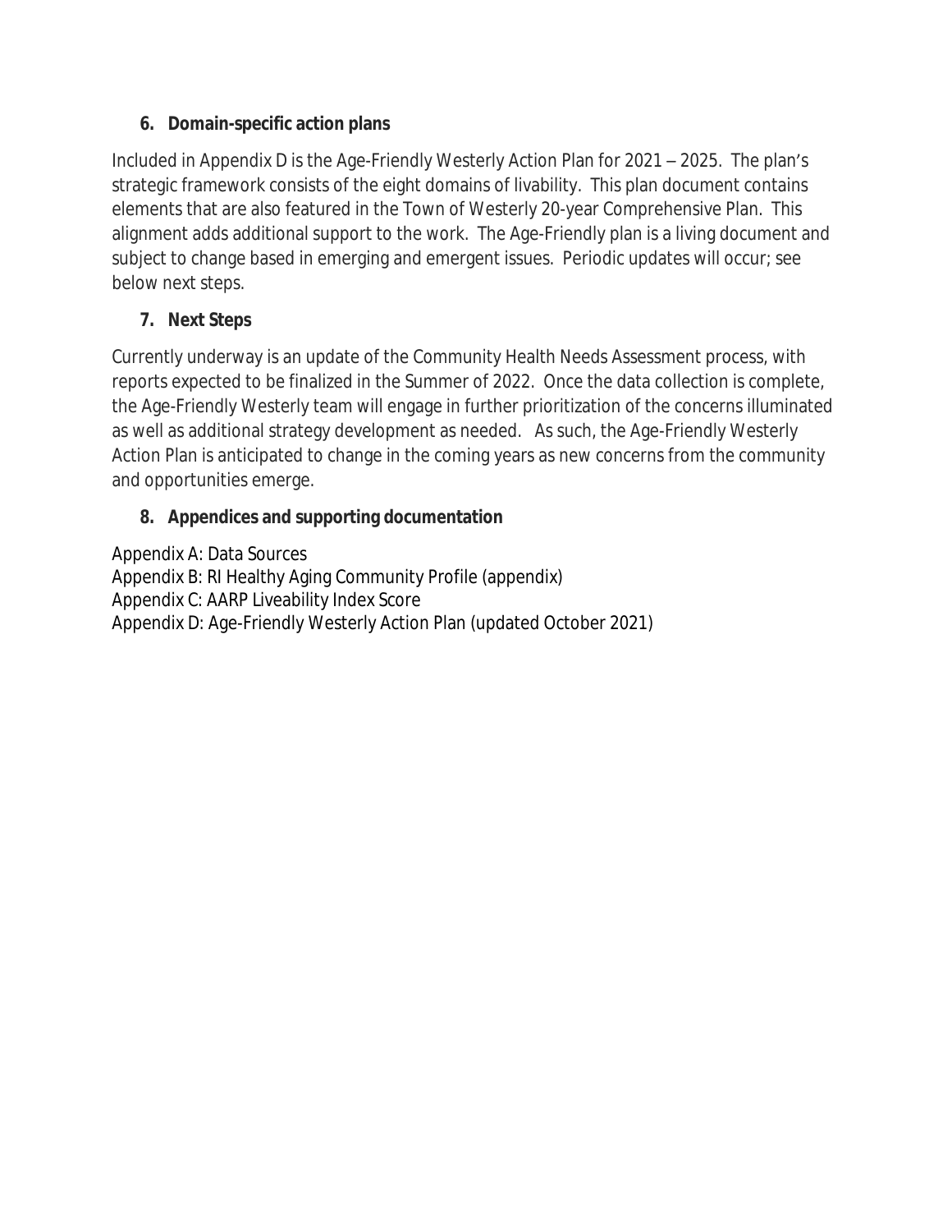### 6. Domain-specific action plans

Included in Appendix D is the Age-Friendly Westerly Action Plan for 2021 – 2025. The plan's strategic framework consists of the eight domains of livability. This plan document contains elements that are also featured in the Town of Westerly 20-year Comprehensive Plan. This alignment adds additional support to the work. The Age-Friendly plan is a living document and subject to change based in emerging and emergent issues. Periodic updates will occur; see below next steps.

### 7. Next Steps

Currently underway is an update of the Community Health Needs Assessment process, with reports expected to be finalized in the Summer of 2022. Once the data collection is complete, the Age-Friendly Westerly team will engage in further prioritization of the concerns illuminated as well as additional strategy development as needed. As such, the Age-Friendly Westerly Action Plan is anticipated to change in the coming years as new concerns from the community and opportunities emerge.

### 8. Appendices and supporting documentation

Appendix A: Data Sources
Appendix B: RI Healthy Aging Community Profile (appendix)
Appendix C: AARP Liveability Index Score
Appendix D: Age-Friendly Westerly Action Plan (updated October 2021)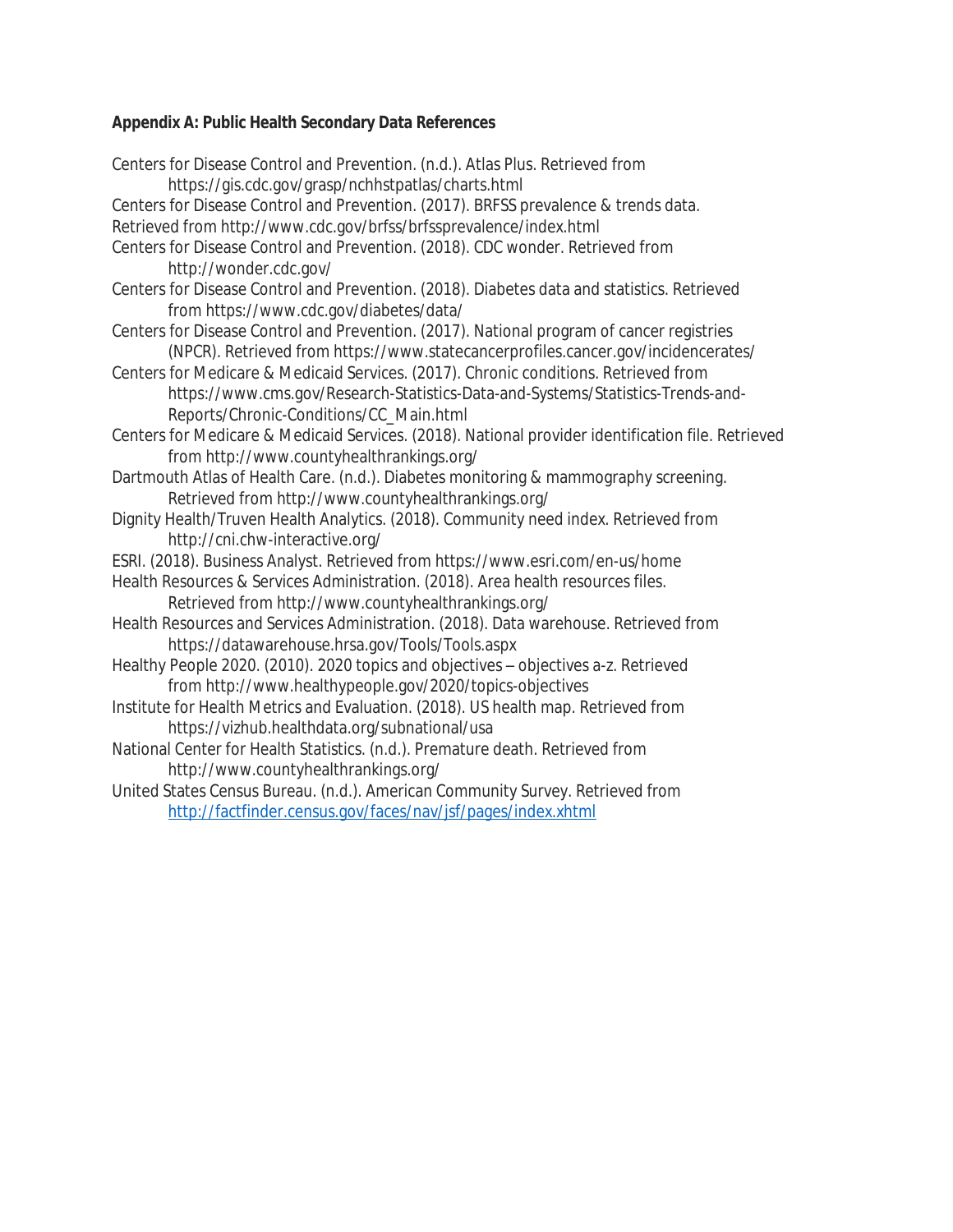**Appendix A: Public Health Secondary Data References**

Centers for Disease Control and Prevention. (n.d.). Atlas Plus. Retrieved from https://gis.cdc.gov/grasp/nchhstpatlas/charts.html

Centers for Disease Control and Prevention. (2017). BRFSS prevalence & trends data. Retrieved from http://www.cdc.gov/brfss/brfssprevalence/index.html

Centers for Disease Control and Prevention. (2018). CDC wonder. Retrieved from http://wonder.cdc.gov/

Centers for Disease Control and Prevention. (2018). Diabetes data and statistics. Retrieved from https://www.cdc.gov/diabetes/data/

Centers for Disease Control and Prevention. (2017). National program of cancer registries (NPCR). Retrieved from https://www.statecancerprofiles.cancer.gov/incidencerates/

Centers for Medicare & Medicaid Services. (2017). Chronic conditions. Retrieved from https://www.cms.gov/Research-Statistics-Data-and-Systems/Statistics-Trends-and-Reports/Chronic-Conditions/CC_Main.html

Centers for Medicare & Medicaid Services. (2018). National provider identification file. Retrieved from http://www.countyhealthrankings.org/

Dartmouth Atlas of Health Care. (n.d.). Diabetes monitoring & mammography screening. Retrieved from http://www.countyhealthrankings.org/

Dignity Health/Truven Health Analytics. (2018). Community need index. Retrieved from http://cni.chw-interactive.org/

ESRI. (2018). Business Analyst. Retrieved from https://www.esri.com/en-us/home

Health Resources & Services Administration. (2018). Area health resources files. Retrieved from http://www.countyhealthrankings.org/

Health Resources and Services Administration. (2018). Data warehouse. Retrieved from https://datawarehouse.hrsa.gov/Tools/Tools.aspx

Healthy People 2020. (2010). 2020 topics and objectives – objectives a-z. Retrieved from http://www.healthypeople.gov/2020/topics-objectives

Institute for Health Metrics and Evaluation. (2018). US health map. Retrieved from https://vizhub.healthdata.org/subnational/usa

National Center for Health Statistics. (n.d.). Premature death. Retrieved from http://www.countyhealthrankings.org/

United States Census Bureau. (n.d.). American Community Survey. Retrieved from http://factfinder.census.gov/faces/nav/jsf/pages/index.xhtml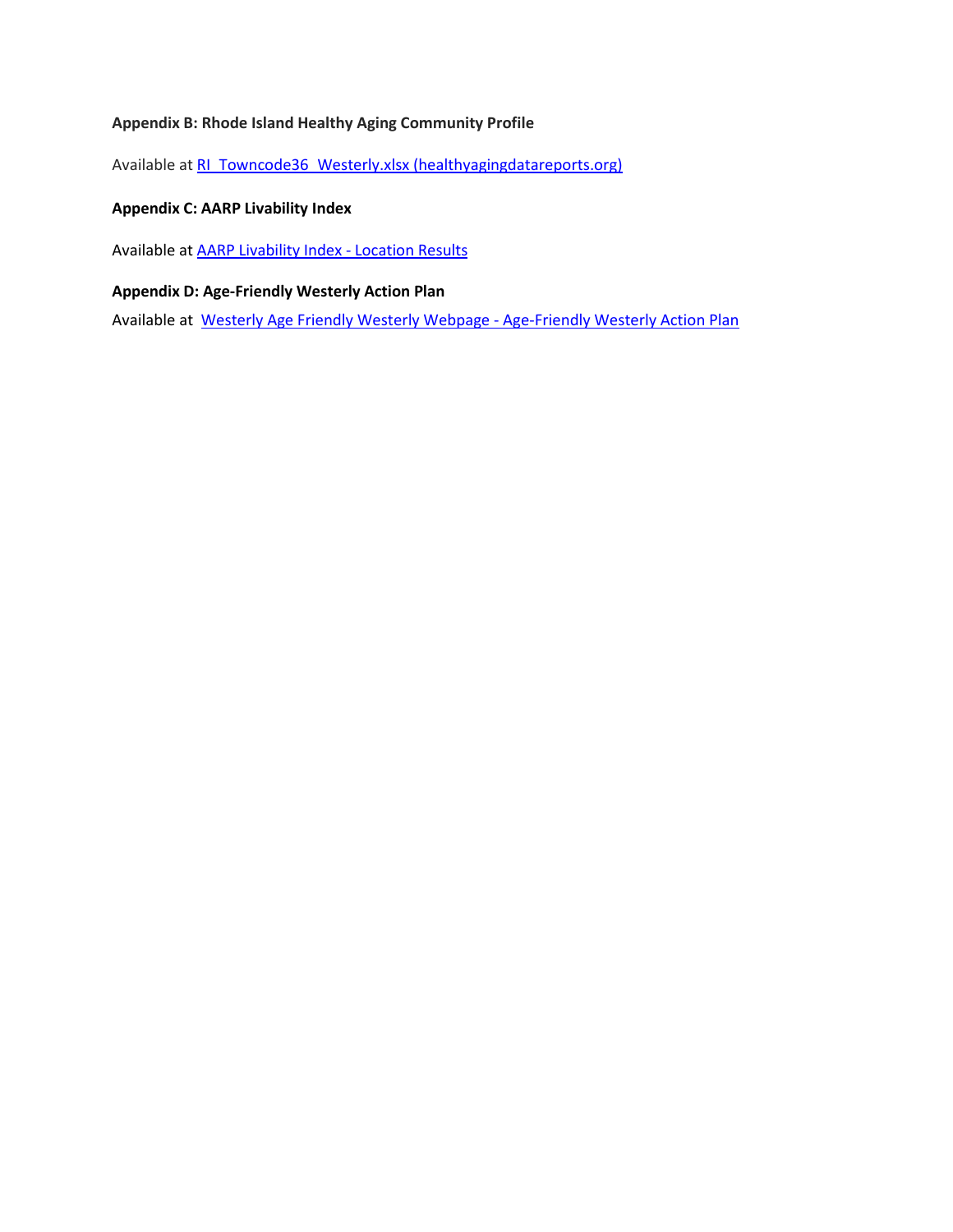**Appendix B: Rhode Island Healthy Aging Community Profile**

Available at RI_Towncode36_Westerly.xlsx (healthyagingdatareports.org)

**Appendix C: AARP Livability Index**

Available at AARP Livability Index - Location Results

**Appendix D: Age-Friendly Westerly Action Plan**

Available at Westerly Age Friendly Westerly Webpage - Age-Friendly Westerly Action Plan